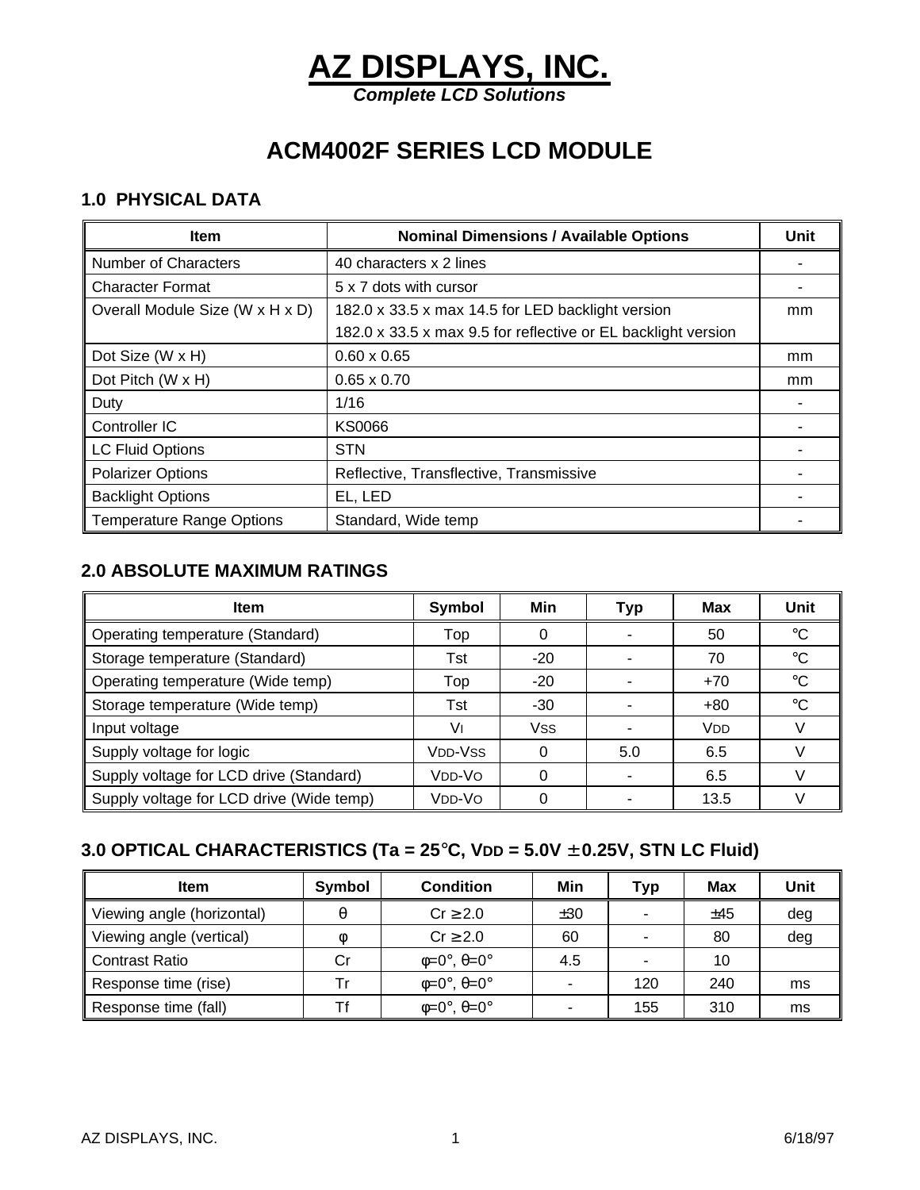# AZ DISPLAYS, INC.

***Complete LCD Solutions***

# ACM4002F SERIES LCD MODULE

## 1.0 PHYSICAL DATA

| Item | Nominal Dimensions / Available Options | Unit |
|---|---|---|
| Number of Characters | 40 characters x 2 lines | - |
| Character Format | 5 x 7 dots with cursor | - |
| Overall Module Size (W x H x D) | 182.0 x 33.5 x max 14.5 for LED backlight version<br>182.0 x 33.5 x max 9.5 for reflective or EL backlight version | mm |
| Dot Size (W x H) | 0.60 x 0.65 | mm |
| Dot Pitch (W x H) | 0.65 x 0.70 | mm |
| Duty | 1/16 | - |
| Controller IC | KS0066 | - |
| LC Fluid Options | STN | - |
| Polarizer Options | Reflective, Transflective, Transmissive | - |
| Backlight Options | EL, LED | - |
| Temperature Range Options | Standard, Wide temp | - |

## 2.0 ABSOLUTE MAXIMUM RATINGS

| Item | Symbol | Min | Typ | Max | Unit |
|---|---|---|---|---|---|
| Operating temperature (Standard) | Top | 0 | - | 50 | °C |
| Storage temperature (Standard) | Tst | -20 | - | 70 | °C |
| Operating temperature (Wide temp) | Top | -20 | - | +70 | °C |
| Storage temperature (Wide temp) | Tst | -30 | - | +80 | °C |
| Input voltage | $V_I$ | $V_{SS}$ | - | $V_{DD}$ | V |
| Supply voltage for logic | $V_{DD}$-$V_{SS}$ | 0 | 5.0 | 6.5 | V |
| Supply voltage for LCD drive (Standard) | $V_{DD}$-$V_O$ | 0 | - | 6.5 | V |
| Supply voltage for LCD drive (Wide temp) | $V_{DD}$-$V_O$ | 0 | - | 13.5 | V |

## 3.0 OPTICAL CHARACTERISTICS (Ta = 25°C, $V_{DD}$ = 5.0V ± 0.25V, STN LC Fluid)

| Item | Symbol | Condition | Min | Typ | Max | Unit |
|---|---|---|---|---|---|---|
| Viewing angle (horizontal) | θ | Cr ≥ 2.0 | ±30 | - | ±45 | deg |
| Viewing angle (vertical) | φ | Cr ≥ 2.0 | 60 | - | 80 | deg |
| Contrast Ratio | Cr | φ=0°, θ=0° | 4.5 | - | 10 | |
| Response time (rise) | Tr | φ=0°, θ=0° | - | 120 | 240 | ms |
| Response time (fall) | Tf | φ=0°, θ=0° | - | 155 | 310 | ms |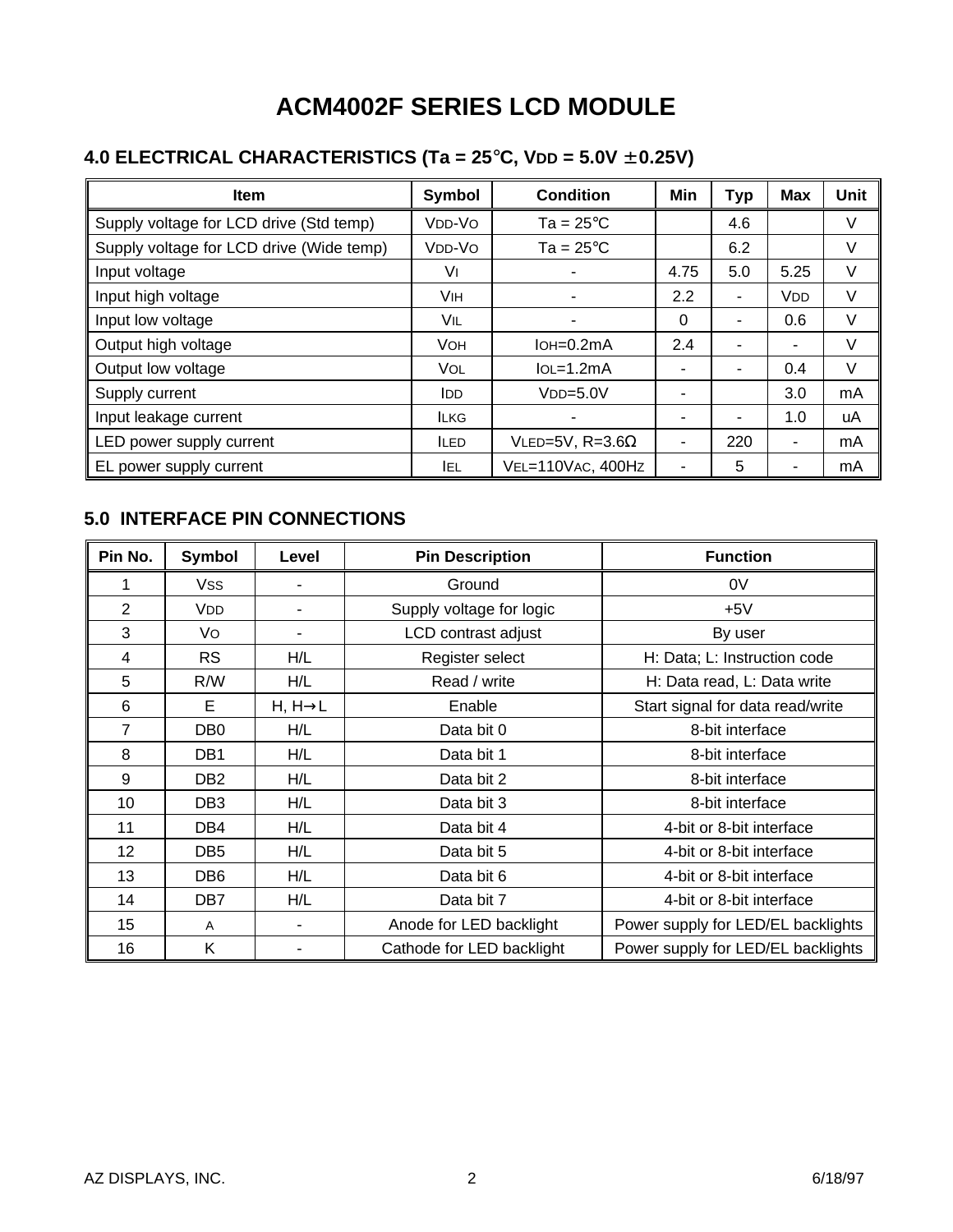# ACM4002F SERIES LCD MODULE

## 4.0 ELECTRICAL CHARACTERISTICS (Ta = 25°C, $V_{DD}$ = 5.0V ±0.25V)

| Item | Symbol | Condition | Min | Typ | Max | Unit |
|---|---|---|---|---|---|---|
| Supply voltage for LCD drive (Std temp) | $V_{DD}$-$V_O$ | Ta = 25°C | | 4.6 | | V |
| Supply voltage for LCD drive (Wide temp) | $V_{DD}$-$V_O$ | Ta = 25°C | | 6.2 | | V |
| Input voltage | $V_I$ | - | 4.75 | 5.0 | 5.25 | V |
| Input high voltage | $V_{IH}$ | - | 2.2 | - | $V_{DD}$ | V |
| Input low voltage | $V_{IL}$ | - | 0 | - | 0.6 | V |
| Output high voltage | $V_{OH}$ | $I_{OH}$=0.2mA | 2.4 | - | - | V |
| Output low voltage | $V_{OL}$ | $I_{OL}$=1.2mA | - | - | 0.4 | V |
| Supply current | $I_{DD}$ | $V_{DD}$=5.0V | - | | 3.0 | mA |
| Input leakage current | $I_{LKG}$ | - | - | - | 1.0 | uA |
| LED power supply current | $I_{LED}$ | $V_{LED}$=5V, R=3.6Ω | - | 220 | - | mA |
| EL power supply current | $I_{EL}$ | $V_{EL}$=110VAC, 400HZ | - | 5 | - | mA |

## 5.0 INTERFACE PIN CONNECTIONS

| Pin No. | Symbol | Level | Pin Description | Function |
|---|---|---|---|---|
| 1 | $V_{SS}$ | - | Ground | 0V |
| 2 | $V_{DD}$ | - | Supply voltage for logic | +5V |
| 3 | $V_O$ | - | LCD contrast adjust | By user |
| 4 | RS | H/L | Register select | H: Data; L: Instruction code |
| 5 | R/W | H/L | Read / write | H: Data read, L: Data write |
| 6 | E | H, H→L | Enable | Start signal for data read/write |
| 7 | DB0 | H/L | Data bit 0 | 8-bit interface |
| 8 | DB1 | H/L | Data bit 1 | 8-bit interface |
| 9 | DB2 | H/L | Data bit 2 | 8-bit interface |
| 10 | DB3 | H/L | Data bit 3 | 8-bit interface |
| 11 | DB4 | H/L | Data bit 4 | 4-bit or 8-bit interface |
| 12 | DB5 | H/L | Data bit 5 | 4-bit or 8-bit interface |
| 13 | DB6 | H/L | Data bit 6 | 4-bit or 8-bit interface |
| 14 | DB7 | H/L | Data bit 7 | 4-bit or 8-bit interface |
| 15 | A | - | Anode for LED backlight | Power supply for LED/EL backlights |
| 16 | K | - | Cathode for LED backlight | Power supply for LED/EL backlights |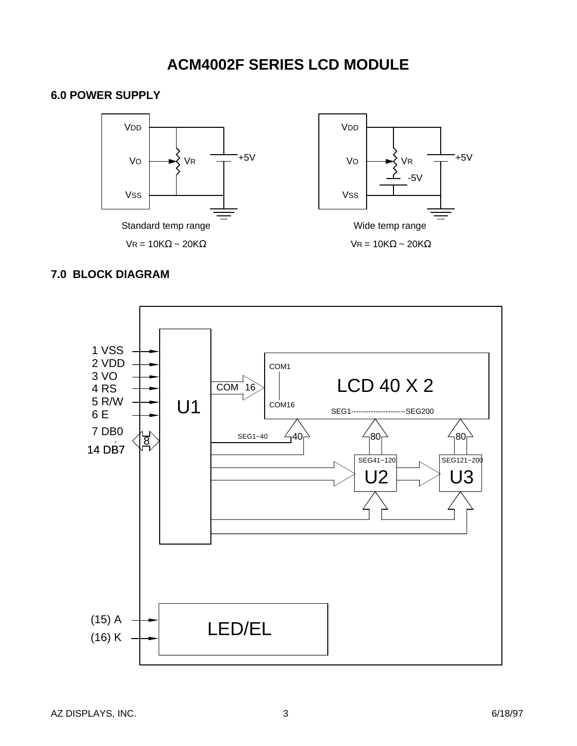# ACM4002F SERIES LCD MODULE

### 6.0 POWER SUPPLY

VDD

VO

VR

+5V

VSS

Standard temp range

VR = 10KΩ ~ 20KΩ

VDD

VO

VR

+5V

-5V

VSS

Wide temp range

VR = 10KΩ ~ 20KΩ

### 7.0 BLOCK DIAGRAM

1 VSS
2 VDD
3 VO
4 RS
5 R/W
6 E
7 DB0
14 DB7

8

U1

COM 16

COM1

COM16

LCD 40 X 2

SEG1----------------------SEG200

SEG1~40

40

80

80

SEG41~120

U2

SEG121~200

U3

(15) A

(16) K

LED/EL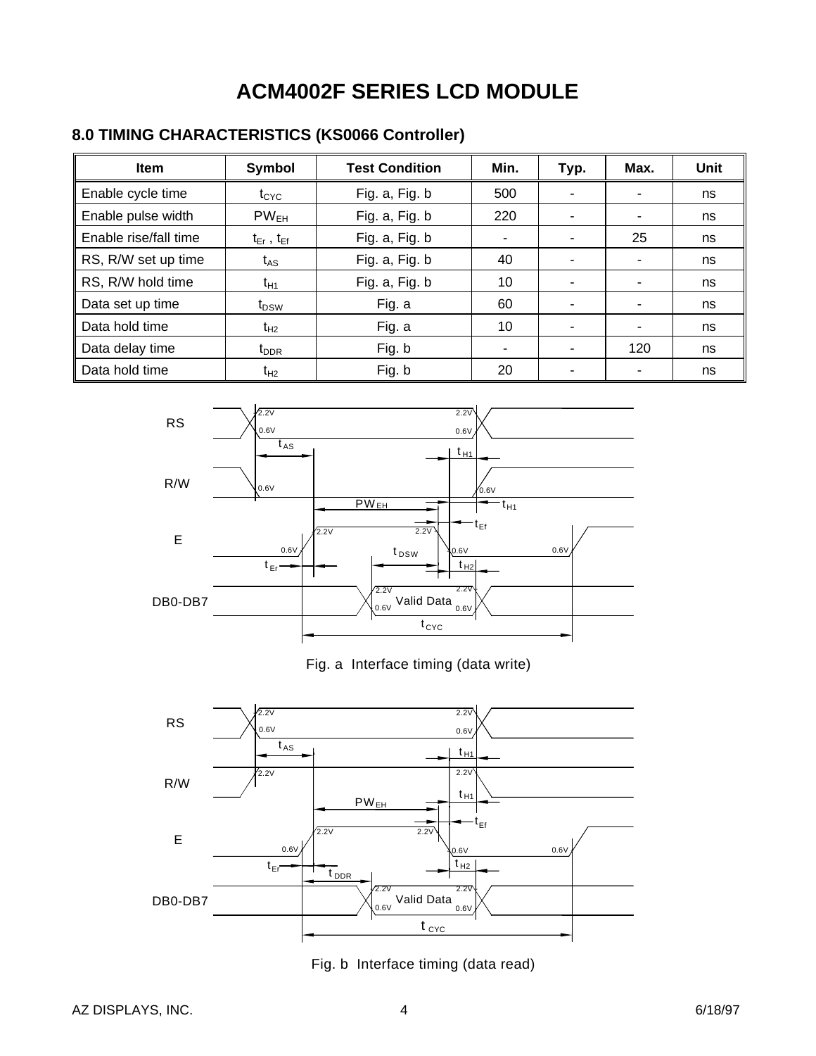# ACM4002F SERIES LCD MODULE

## 8.0 TIMING CHARACTERISTICS (KS0066 Controller)

| Item | Symbol | Test Condition | Min. | Typ. | Max. | Unit |
|---|---|---|---|---|---|---|
| Enable cycle time | $t_{CYC}$ | Fig. a, Fig. b | 500 | - | - | ns |
| Enable pulse width | $PW_{EH}$ | Fig. a, Fig. b | 220 | - | - | ns |
| Enable rise/fall time | $t_{Er}$ , $t_{Ef}$ | Fig. a, Fig. b | - | - | 25 | ns |
| RS, R/W set up time | $t_{AS}$ | Fig. a, Fig. b | 40 | - | - | ns |
| RS, R/W hold time | $t_{H1}$ | Fig. a, Fig. b | 10 | - | - | ns |
| Data set up time | $t_{DSW}$ | Fig. a | 60 | - | - | ns |
| Data hold time | $t_{H2}$ | Fig. a | 10 | - | - | ns |
| Data delay time | $t_{DDR}$ | Fig. b | - | - | 120 | ns |
| Data hold time | $t_{H2}$ | Fig. b | 20 | - | - | ns |

Fig. a Interface timing (data write)

Fig. b Interface timing (data read)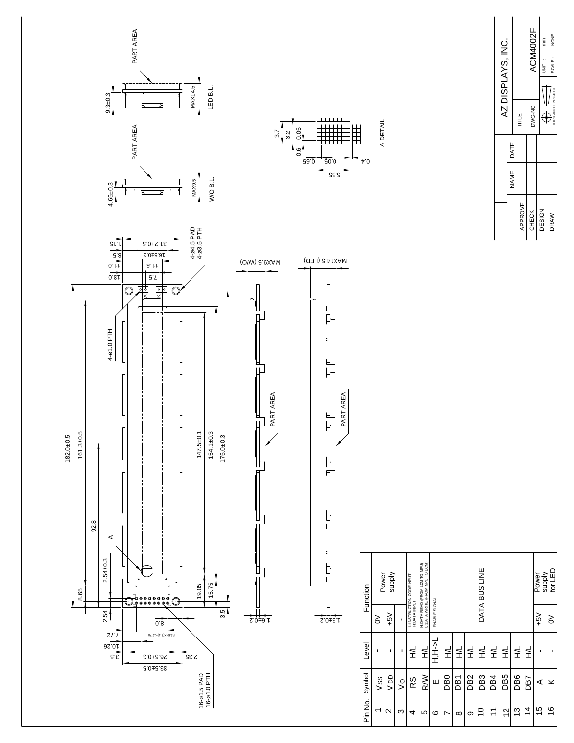| Pin No. | Symbol | Level | Function | |
|---|---|---|---|---|
| 1 | $V_{SS}$ | - | 0V | Power supply |
| 2 | $V_{DD}$ | - | +5V | |
| 3 | $V_O$ | - | - | |
| 4 | RS | H/L | L:INSTRUCTION CODE INPUT H:DATA INPUT | |
| 5 | R/W | H/L | H:DATA READ (FROM LCM TO MPU) L:DATA WRITE (FROM MPU TO LCM) | |
| 6 | E | H,H->L | ENABLE SIGNAL | |
| 7 | DB0 | H/L | DATA BUS LINE | |
| 8 | DB1 | H/L | | |
| 9 | DB2 | H/L | | |
| 10 | DB3 | H/L | | |
| 11 | DB4 | H/L | | |
| 12 | DB5 | H/L | | |
| 13 | DB6 | H/L | | |
| 14 | DB7 | H/L | | |
| 15 | A | - | +5V | Power supply for LED |
| 16 | K | - | 0V | |

| | | |
|---|---|---|
| AZ DISPLAYS, INC. | | |
| TITLE | | |
| DWG-NO | ACM4002F | |
| THIRD ANGLE PROJECT | UNIT : mm | SCALE : NONE |

| | NAME | DATE |
|---|---|---|
| APPROVE | | |
| CHECK | | |
| DESIGN | | |
| DRAW | | |

PART AREA
9.3±0.3
MAX14.5
LED B.L.
PART AREA
4.65±0.3
MAX9.5
W/O B.L.

A DETAIL
3.7
3.2
0.05
0.6
0.65
0.05
0.4
5.55

182.0±0.5
161.3±0.5
147.5±0.1
154.1±0.3
175.0±0.3
92.8
2.54±0.3
8.65
19.05
15.75
3.5
2.54
8.0
7.77
10.26
3.5
26.5±0.3
2.35
33.5±0.5
P2.54X(8-1)=17.78
16-ø1.5 PAD
16-ø1.0 PTH
4-ø1.0 PTH
A
1.15
8.5
11.0
13.0
31.2±0.5
16.5±0.3
11.5
7.5
4-ø4.5 PAD
4-ø3.5 PTH
MAX9.5 (W/O)
MAX14.5 (LED)
PART AREA
PART AREA
1.6±0.2
1.6±0.2